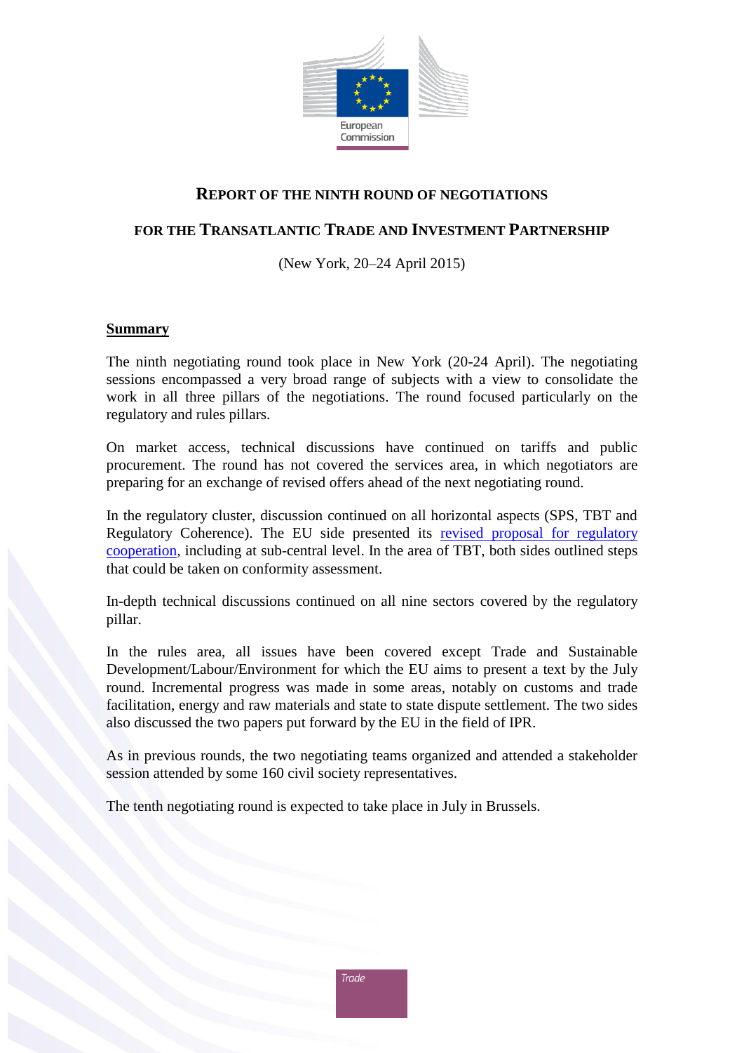# REPORT OF THE NINTH ROUND OF NEGOTIATIONS

## FOR THE TRANSATLANTIC TRADE AND INVESTMENT PARTNERSHIP

(New York, 20–24 April 2015)

**Summary**

The ninth negotiating round took place in New York (20-24 April). The negotiating sessions encompassed a very broad range of subjects with a view to consolidate the work in all three pillars of the negotiations. The round focused particularly on the regulatory and rules pillars.

On market access, technical discussions have continued on tariffs and public procurement. The round has not covered the services area, in which negotiators are preparing for an exchange of revised offers ahead of the next negotiating round.

In the regulatory cluster, discussion continued on all horizontal aspects (SPS, TBT and Regulatory Coherence). The EU side presented its revised proposal for regulatory cooperation, including at sub-central level. In the area of TBT, both sides outlined steps that could be taken on conformity assessment.

In-depth technical discussions continued on all nine sectors covered by the regulatory pillar.

In the rules area, all issues have been covered except Trade and Sustainable Development/Labour/Environment for which the EU aims to present a text by the July round. Incremental progress was made in some areas, notably on customs and trade facilitation, energy and raw materials and state to state dispute settlement. The two sides also discussed the two papers put forward by the EU in the field of IPR.

As in previous rounds, the two negotiating teams organized and attended a stakeholder session attended by some 160 civil society representatives.

The tenth negotiating round is expected to take place in July in Brussels.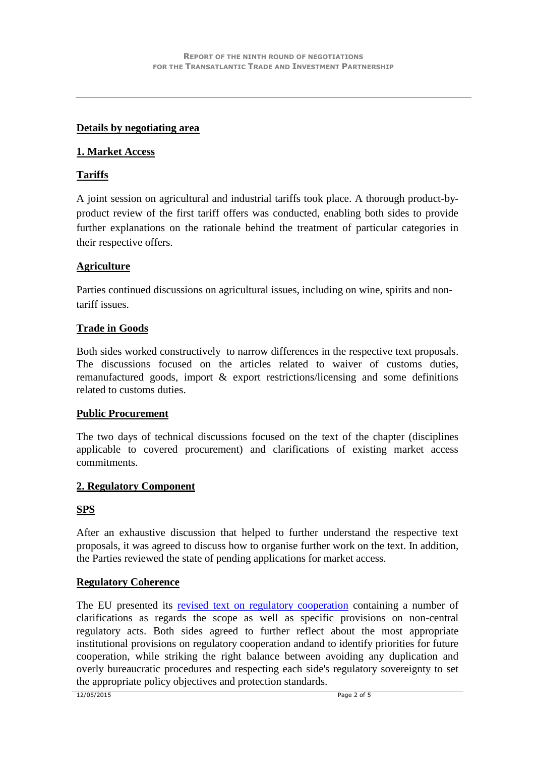## Details by negotiating area

### 1. Market Access

#### Tariffs

A joint session on agricultural and industrial tariffs took place. A thorough product-by-product review of the first tariff offers was conducted, enabling both sides to provide further explanations on the rationale behind the treatment of particular categories in their respective offers.

#### Agriculture

Parties continued discussions on agricultural issues, including on wine, spirits and non-tariff issues.

#### Trade in Goods

Both sides worked constructively to narrow differences in the respective text proposals. The discussions focused on the articles related to waiver of customs duties, remanufactured goods, import & export restrictions/licensing and some definitions related to customs duties.

#### Public Procurement

The two days of technical discussions focused on the text of the chapter (disciplines applicable to covered procurement) and clarifications of existing market access commitments.

### 2. Regulatory Component

#### SPS

After an exhaustive discussion that helped to further understand the respective text proposals, it was agreed to discuss how to organise further work on the text. In addition, the Parties reviewed the state of pending applications for market access.

#### Regulatory Coherence

The EU presented its revised text on regulatory cooperation containing a number of clarifications as regards the scope as well as specific provisions on non-central regulatory acts. Both sides agreed to further reflect about the most appropriate institutional provisions on regulatory cooperation andand to identify priorities for future cooperation, while striking the right balance between avoiding any duplication and overly bureaucratic procedures and respecting each side's regulatory sovereignty to set the appropriate policy objectives and protection standards.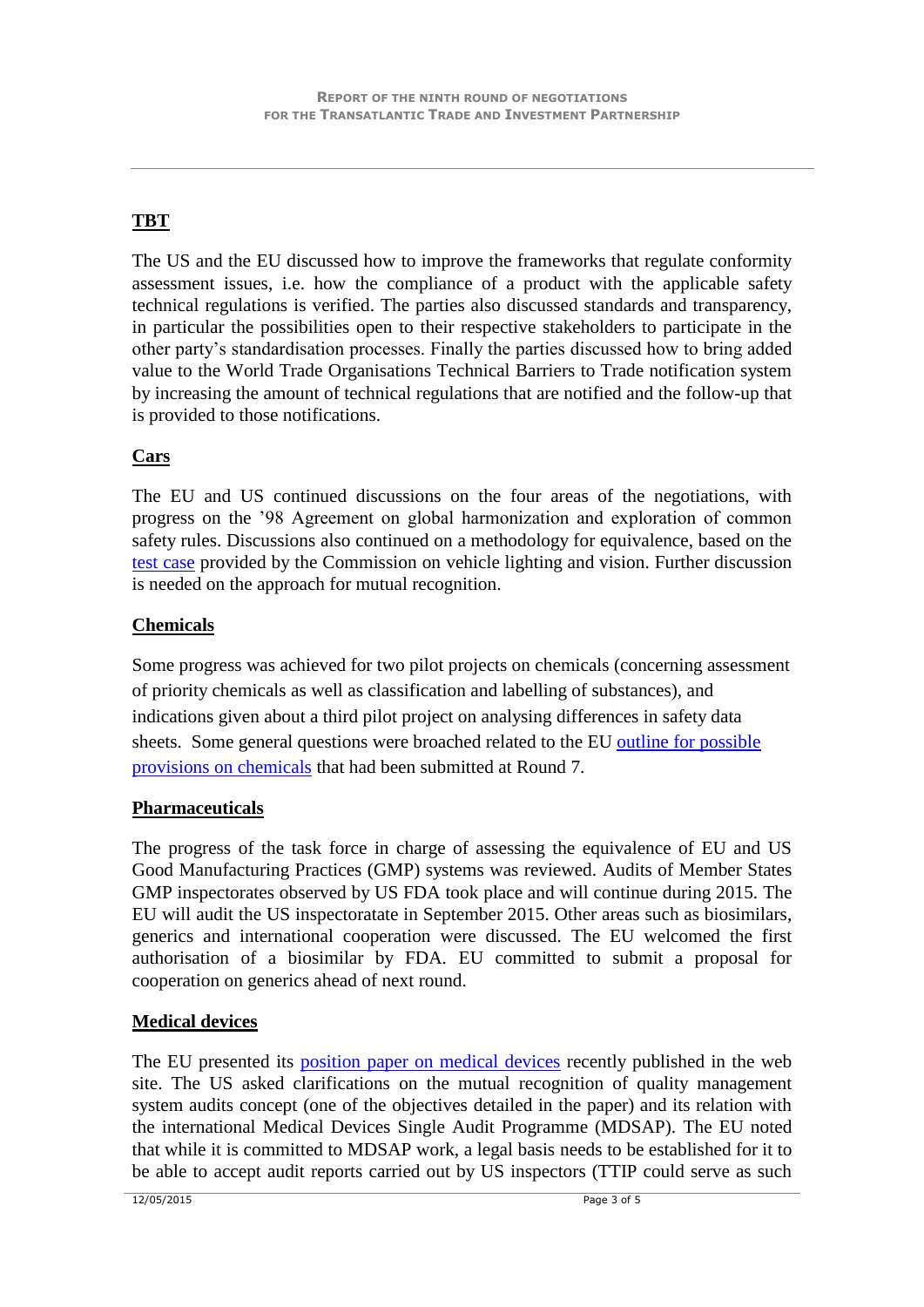## TBT

The US and the EU discussed how to improve the frameworks that regulate conformity assessment issues, i.e. how the compliance of a product with the applicable safety technical regulations is verified. The parties also discussed standards and transparency, in particular the possibilities open to their respective stakeholders to participate in the other party's standardisation processes. Finally the parties discussed how to bring added value to the World Trade Organisations Technical Barriers to Trade notification system by increasing the amount of technical regulations that are notified and the follow-up that is provided to those notifications.

## Cars

The EU and US continued discussions on the four areas of the negotiations, with progress on the '98 Agreement on global harmonization and exploration of common safety rules. Discussions also continued on a methodology for equivalence, based on the test case provided by the Commission on vehicle lighting and vision. Further discussion is needed on the approach for mutual recognition.

## Chemicals

Some progress was achieved for two pilot projects on chemicals (concerning assessment of priority chemicals as well as classification and labelling of substances), and indications given about a third pilot project on analysing differences in safety data sheets. Some general questions were broached related to the EU outline for possible provisions on chemicals that had been submitted at Round 7.

## Pharmaceuticals

The progress of the task force in charge of assessing the equivalence of EU and US Good Manufacturing Practices (GMP) systems was reviewed. Audits of Member States GMP inspectorates observed by US FDA took place and will continue during 2015. The EU will audit the US inspectoratate in September 2015. Other areas such as biosimilars, generics and international cooperation were discussed. The EU welcomed the first authorisation of a biosimilar by FDA. EU committed to submit a proposal for cooperation on generics ahead of next round.

## Medical devices

The EU presented its position paper on medical devices recently published in the web site. The US asked clarifications on the mutual recognition of quality management system audits concept (one of the objectives detailed in the paper) and its relation with the international Medical Devices Single Audit Programme (MDSAP). The EU noted that while it is committed to MDSAP work, a legal basis needs to be established for it to be able to accept audit reports carried out by US inspectors (TTIP could serve as such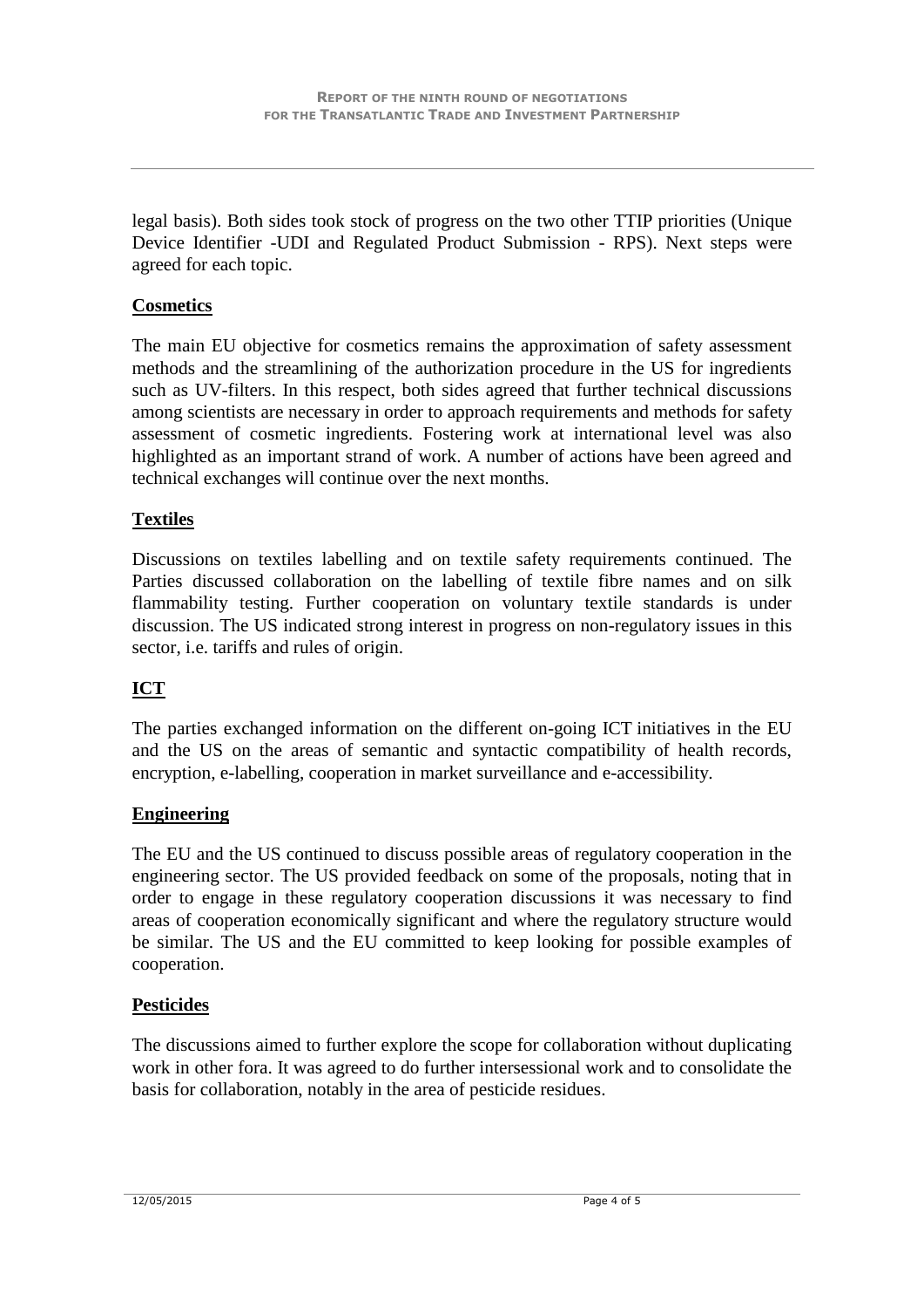legal basis). Both sides took stock of progress on the two other TTIP priorities (Unique Device Identifier -UDI and Regulated Product Submission - RPS). Next steps were agreed for each topic.

**Cosmetics**

The main EU objective for cosmetics remains the approximation of safety assessment methods and the streamlining of the authorization procedure in the US for ingredients such as UV-filters. In this respect, both sides agreed that further technical discussions among scientists are necessary in order to approach requirements and methods for safety assessment of cosmetic ingredients. Fostering work at international level was also highlighted as an important strand of work. A number of actions have been agreed and technical exchanges will continue over the next months.

**Textiles**

Discussions on textiles labelling and on textile safety requirements continued. The Parties discussed collaboration on the labelling of textile fibre names and on silk flammability testing. Further cooperation on voluntary textile standards is under discussion. The US indicated strong interest in progress on non-regulatory issues in this sector, i.e. tariffs and rules of origin.

**ICT**

The parties exchanged information on the different on-going ICT initiatives in the EU and the US on the areas of semantic and syntactic compatibility of health records, encryption, e-labelling, cooperation in market surveillance and e-accessibility.

**Engineering**

The EU and the US continued to discuss possible areas of regulatory cooperation in the engineering sector. The US provided feedback on some of the proposals, noting that in order to engage in these regulatory cooperation discussions it was necessary to find areas of cooperation economically significant and where the regulatory structure would be similar. The US and the EU committed to keep looking for possible examples of cooperation.

**Pesticides**

The discussions aimed to further explore the scope for collaboration without duplicating work in other fora. It was agreed to do further intersessional work and to consolidate the basis for collaboration, notably in the area of pesticide residues.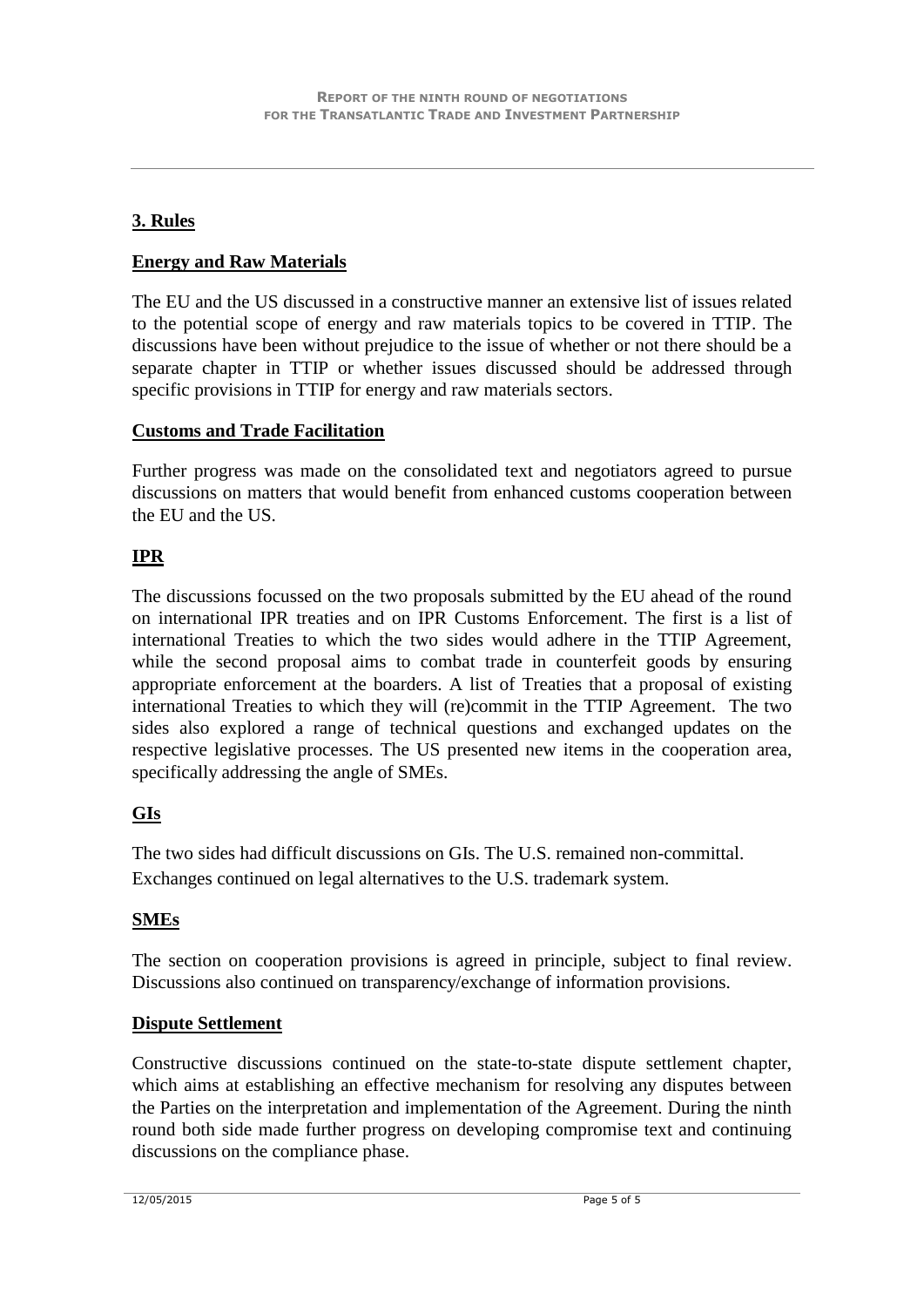## 3. Rules

### Energy and Raw Materials

The EU and the US discussed in a constructive manner an extensive list of issues related to the potential scope of energy and raw materials topics to be covered in TTIP. The discussions have been without prejudice to the issue of whether or not there should be a separate chapter in TTIP or whether issues discussed should be addressed through specific provisions in TTIP for energy and raw materials sectors.

### Customs and Trade Facilitation

Further progress was made on the consolidated text and negotiators agreed to pursue discussions on matters that would benefit from enhanced customs cooperation between the EU and the US.

### IPR

The discussions focussed on the two proposals submitted by the EU ahead of the round on international IPR treaties and on IPR Customs Enforcement. The first is a list of international Treaties to which the two sides would adhere in the TTIP Agreement, while the second proposal aims to combat trade in counterfeit goods by ensuring appropriate enforcement at the boarders. A list of Treaties that a proposal of existing international Treaties to which they will (re)commit in the TTIP Agreement. The two sides also explored a range of technical questions and exchanged updates on the respective legislative processes. The US presented new items in the cooperation area, specifically addressing the angle of SMEs.

### GIs

The two sides had difficult discussions on GIs. The U.S. remained non-committal.
Exchanges continued on legal alternatives to the U.S. trademark system.

### SMEs

The section on cooperation provisions is agreed in principle, subject to final review. Discussions also continued on transparency/exchange of information provisions.

### Dispute Settlement

Constructive discussions continued on the state-to-state dispute settlement chapter, which aims at establishing an effective mechanism for resolving any disputes between the Parties on the interpretation and implementation of the Agreement. During the ninth round both side made further progress on developing compromise text and continuing discussions on the compliance phase.